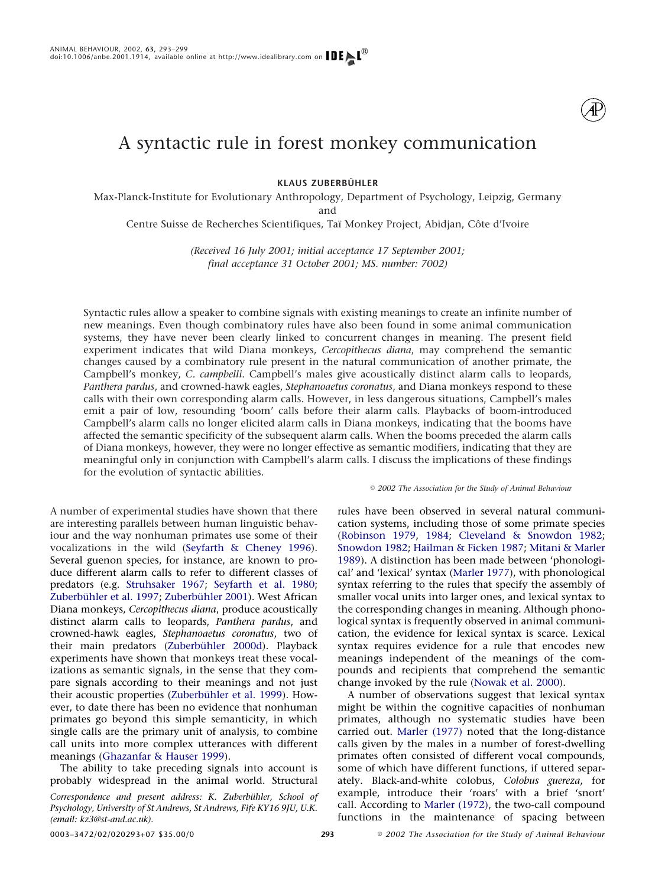# A syntactic rule in forest monkey communication

**KLAUS ZUBERBÜHLER**

Max-Planck-Institute for Evolutionary Anthropology, Department of Psychology, Leipzig, Germany

and

Centre Suisse de Recherches Scientifiques, Taï Monkey Project, Abidjan, Côte d'Ivoire

*(Received 16 July 2001; initial acceptance 17 September 2001; final acceptance 31 October 2001; MS. number: 7002)*

Syntactic rules allow a speaker to combine signals with existing meanings to create an infinite number of new meanings. Even though combinatory rules have also been found in some animal communication systems, they have never been clearly linked to concurrent changes in meaning. The present field experiment indicates that wild Diana monkeys, *Cercopithecus diana*, may comprehend the semantic changes caused by a combinatory rule present in the natural communication of another primate, the Campbell's monkey, *C. campbelli*. Campbell's males give acoustically distinct alarm calls to leopards, *Panthera pardus*, and crowned-hawk eagles, *Stephanoaetus coronatus*, and Diana monkeys respond to these calls with their own corresponding alarm calls. However, in less dangerous situations, Campbell's males emit a pair of low, resounding 'boom' calls before their alarm calls. Playbacks of boom-introduced Campbell's alarm calls no longer elicited alarm calls in Diana monkeys, indicating that the booms have affected the semantic specificity of the subsequent alarm calls. When the booms preceded the alarm calls of Diana monkeys, however, they were no longer effective as semantic modifiers, indicating that they are meaningful only in conjunction with Campbell's alarm calls. I discuss the implications of these findings for the evolution of syntactic abilities.

© 2002 The Association for the Study of Animal Behaviour

A number of experimental studies have shown that there are interesting parallels between human linguistic behaviour and the way nonhuman primates use some of their vocalizations in the wild (Seyfarth & Cheney 1996). Several guenon species, for instance, are known to produce different alarm calls to refer to different classes of predators (e.g. Struhsaker 1967; Seyfarth et al. 1980; Zuberbühler et al. 1997; Zuberbühler 2001). West African Diana monkeys, *Cercopithecus diana*, produce acoustically distinct alarm calls to leopards, *Panthera pardus*, and crowned-hawk eagles, *Stephanoaetus coronatus*, two of their main predators (Zuberbühler 2000d). Playback experiments have shown that monkeys treat these vocalizations as semantic signals, in the sense that they compare signals according to their meanings and not just their acoustic properties (Zuberbühler et al. 1999). However, to date there has been no evidence that nonhuman primates go beyond this simple semanticity, in which single calls are the primary unit of analysis, to combine call units into more complex utterances with different meanings (Ghazanfar & Hauser 1999).

The ability to take preceding signals into account is probably widespread in the animal world. Structural rules have been observed in several natural communication systems, including those of some primate species (Robinson 1979, 1984; Cleveland & Snowdon 1982; Snowdon 1982; Hailman & Ficken 1987; Mitani & Marler 1989). A distinction has been made between 'phonological' and 'lexical' syntax (Marler 1977), with phonological syntax referring to the rules that specify the assembly of smaller vocal units into larger ones, and lexical syntax to the corresponding changes in meaning. Although phonological syntax is frequently observed in animal communication, the evidence for lexical syntax is scarce. Lexical syntax requires evidence for a rule that encodes new meanings independent of the meanings of the compounds and recipients that comprehend the semantic change invoked by the rule (Nowak et al. 2000).

A number of observations suggest that lexical syntax might be within the cognitive capacities of nonhuman primates, although no systematic studies have been carried out. Marler (1977) noted that the long-distance calls given by the males in a number of forest-dwelling primates often consisted of different vocal compounds, some of which have different functions, if uttered separately. Black-and-white colobus, *Colobus guereza*, for example, introduce their 'roars' with a brief 'snort' call. According to Marler (1972), the two-call compound functions in the maintenance of spacing between

*Correspondence and present address: K. Zuberbühler, School of Psychology, University of St Andrews, St Andrews, Fife KY16 9JU, U.K. (email: kz3@st-and.ac.uk).*

0003–3472/02/020293+07 $35.00/0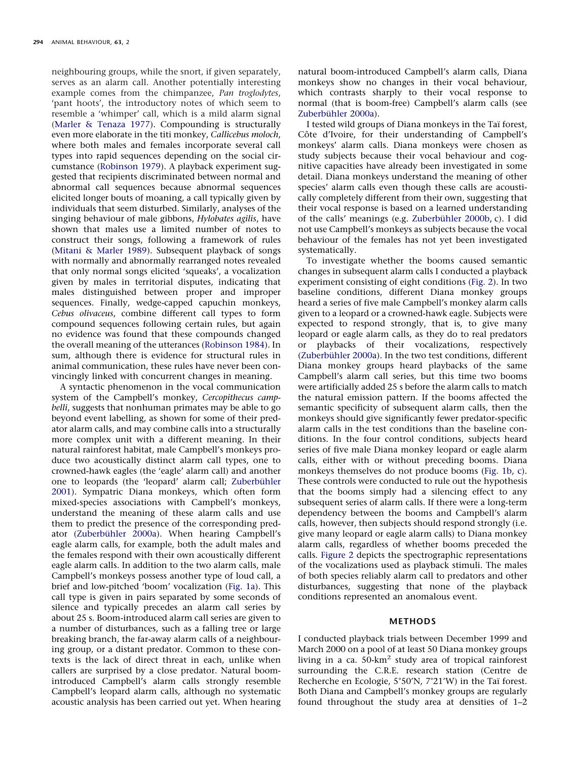neighbouring groups, while the snort, if given separately, serves as an alarm call. Another potentially interesting example comes from the chimpanzee, *Pan troglodytes*, 'pant hoots', the introductory notes of which seem to resemble a 'whimper' call, which is a mild alarm signal (Marler & Tenaza 1977). Compounding is structurally even more elaborate in the titi monkey, *Callicebus moloch*, where both males and females incorporate several call types into rapid sequences depending on the social circumstance (Robinson 1979). A playback experiment suggested that recipients discriminated between normal and abnormal call sequences because abnormal sequences elicited longer bouts of moaning, a call typically given by individuals that seem disturbed. Similarly, analyses of the singing behaviour of male gibbons, *Hylobates agilis*, have shown that males use a limited number of notes to construct their songs, following a framework of rules (Mitani & Marler 1989). Subsequent playback of songs with normally and abnormally rearranged notes revealed that only normal songs elicited 'squeaks', a vocalization given by males in territorial disputes, indicating that males distinguished between proper and improper sequences. Finally, wedge-capped capuchin monkeys, *Cebus olivaceus*, combine different call types to form compound sequences following certain rules, but again no evidence was found that these compounds changed the overall meaning of the utterances (Robinson 1984). In sum, although there is evidence for structural rules in animal communication, these rules have never been convincingly linked with concurrent changes in meaning.

A syntactic phenomenon in the vocal communication system of the Campbell's monkey, *Cercopithecus campbelli*, suggests that nonhuman primates may be able to go beyond event labelling, as shown for some of their predator alarm calls, and may combine calls into a structurally more complex unit with a different meaning. In their natural rainforest habitat, male Campbell's monkeys produce two acoustically distinct alarm call types, one to crowned-hawk eagles (the 'eagle' alarm call) and another one to leopards (the 'leopard' alarm call; Zuberbühler 2001). Sympatric Diana monkeys, which often form mixed-species associations with Campbell's monkeys, understand the meaning of these alarm calls and use them to predict the presence of the corresponding predator (Zuberbühler 2000a). When hearing Campbell's eagle alarm calls, for example, both the adult males and the females respond with their own acoustically different eagle alarm calls. In addition to the two alarm calls, male Campbell's monkeys possess another type of loud call, a brief and low-pitched 'boom' vocalization (Fig. 1a). This call type is given in pairs separated by some seconds of silence and typically precedes an alarm call series by about 25 s. Boom-introduced alarm call series are given to a number of disturbances, such as a falling tree or large breaking branch, the far-away alarm calls of a neighbouring group, or a distant predator. Common to these contexts is the lack of direct threat in each, unlike when callers are surprised by a close predator. Natural boom-introduced Campbell's alarm calls strongly resemble Campbell's leopard alarm calls, although no systematic acoustic analysis has been carried out yet. When hearing natural boom-introduced Campbell's alarm calls, Diana monkeys show no changes in their vocal behaviour, which contrasts sharply to their vocal response to normal (that is boom-free) Campbell's alarm calls (see Zuberbühler 2000a).

I tested wild groups of Diana monkeys in the Taï forest, Côte d'Ivoire, for their understanding of Campbell's monkeys' alarm calls. Diana monkeys were chosen as study subjects because their vocal behaviour and cognitive capacities have already been investigated in some detail. Diana monkeys understand the meaning of other species' alarm calls even though these calls are acoustically completely different from their own, suggesting that their vocal response is based on a learned understanding of the calls' meanings (e.g. Zuberbühler 2000b, c). I did not use Campbell's monkeys as subjects because the vocal behaviour of the females has not yet been investigated systematically.

To investigate whether the booms caused semantic changes in subsequent alarm calls I conducted a playback experiment consisting of eight conditions (Fig. 2). In two baseline conditions, different Diana monkey groups heard a series of five male Campbell's monkey alarm calls given to a leopard or a crowned-hawk eagle. Subjects were expected to respond strongly, that is, to give many leopard or eagle alarm calls, as they do to real predators or playbacks of their vocalizations, respectively (Zuberbühler 2000a). In the two test conditions, different Diana monkey groups heard playbacks of the same Campbell's alarm call series, but this time two booms were artificially added 25 s before the alarm calls to match the natural emission pattern. If the booms affected the semantic specificity of subsequent alarm calls, then the monkeys should give significantly fewer predator-specific alarm calls in the test conditions than the baseline conditions. In the four control conditions, subjects heard series of five male Diana monkey leopard or eagle alarm calls, either with or without preceding booms. Diana monkeys themselves do not produce booms (Fig. 1b, c). These controls were conducted to rule out the hypothesis that the booms simply had a silencing effect to any subsequent series of alarm calls. If there were a long-term dependency between the booms and Campbell's alarm calls, however, then subjects should respond strongly (i.e. give many leopard or eagle alarm calls) to Diana monkey alarm calls, regardless of whether booms preceded the calls. Figure 2 depicts the spectrographic representations of the vocalizations used as playback stimuli. The males of both species reliably alarm call to predators and other disturbances, suggesting that none of the playback conditions represented an anomalous event.

## METHODS

I conducted playback trials between December 1999 and March 2000 on a pool of at least 50 Diana monkey groups living in a ca. 50-km$^2$ study area of tropical rainforest surrounding the C.R.E. research station (Centre de Recherche en Ecologie, 5°50′N, 7°21′W) in the Taï forest. Both Diana and Campbell's monkey groups are regularly found throughout the study area at densities of 1–2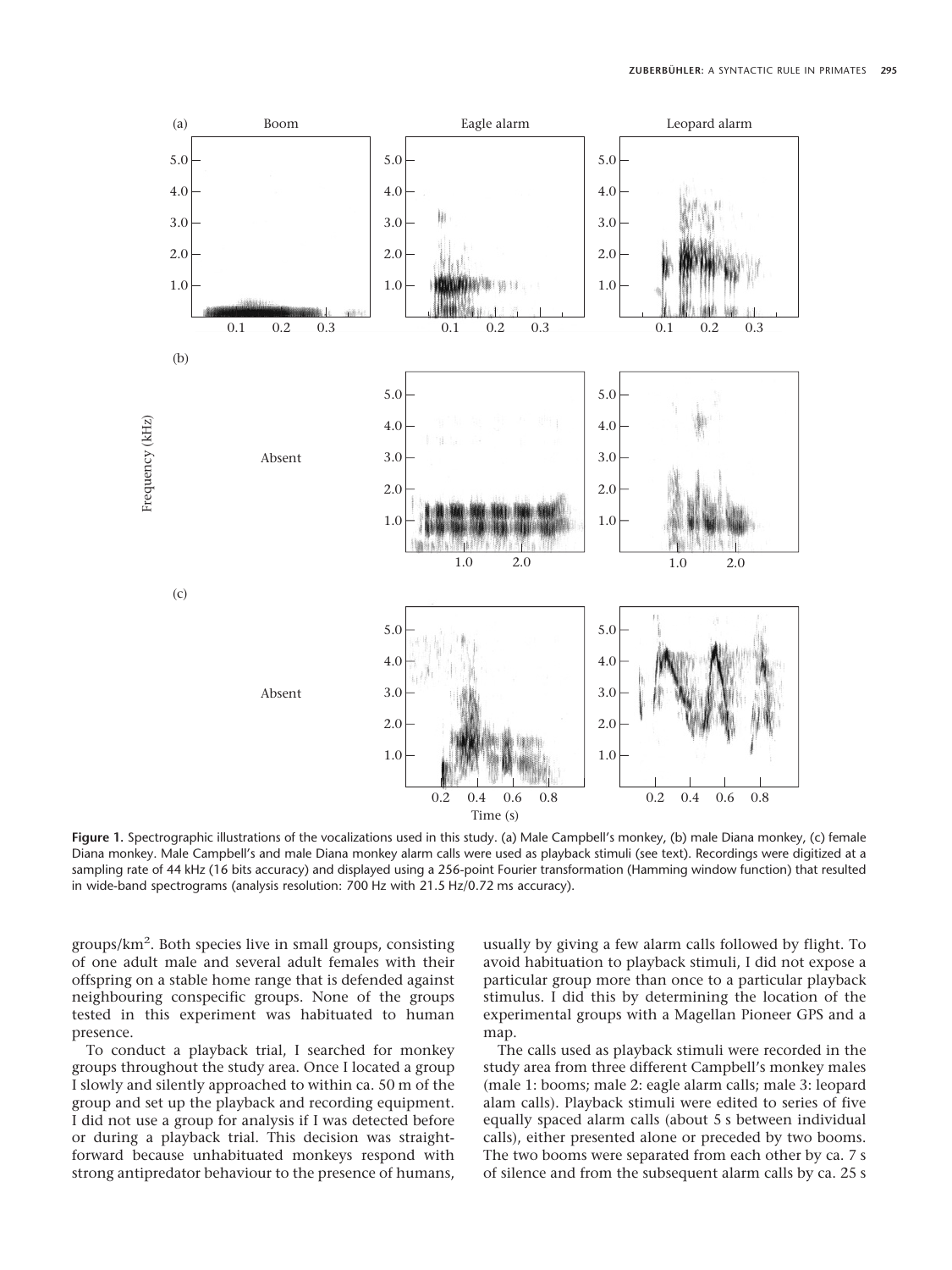Figure 1. Spectrographic illustrations of the vocalizations used in this study. (a) Male Campbell's monkey, (b) male Diana monkey, (c) female Diana monkey. Male Campbell's and male Diana monkey alarm calls were used as playback stimuli (see text). Recordings were digitized at a sampling rate of 44 kHz (16 bits accuracy) and displayed using a 256-point Fourier transformation (Hamming window function) that resulted in wide-band spectrograms (analysis resolution: 700 Hz with 21.5 Hz/0.72 ms accuracy).

groups/km$^2$. Both species live in small groups, consisting of one adult male and several adult females with their offspring on a stable home range that is defended against neighbouring conspecific groups. None of the groups tested in this experiment was habituated to human presence.

To conduct a playback trial, I searched for monkey groups throughout the study area. Once I located a group I slowly and silently approached to within ca. 50 m of the group and set up the playback and recording equipment. I did not use a group for analysis if I was detected before or during a playback trial. This decision was straightforward because unhabituated monkeys respond with strong antipredator behaviour to the presence of humans, usually by giving a few alarm calls followed by flight. To avoid habituation to playback stimuli, I did not expose a particular group more than once to a particular playback stimulus. I did this by determining the location of the experimental groups with a Magellan Pioneer GPS and a map.

The calls used as playback stimuli were recorded in the study area from three different Campbell's monkey males (male 1: booms; male 2: eagle alarm calls; male 3: leopard alam calls). Playback stimuli were edited to series of five equally spaced alarm calls (about 5 s between individual calls), either presented alone or preceded by two booms. The two booms were separated from each other by ca. 7 s of silence and from the subsequent alarm calls by ca. 25 s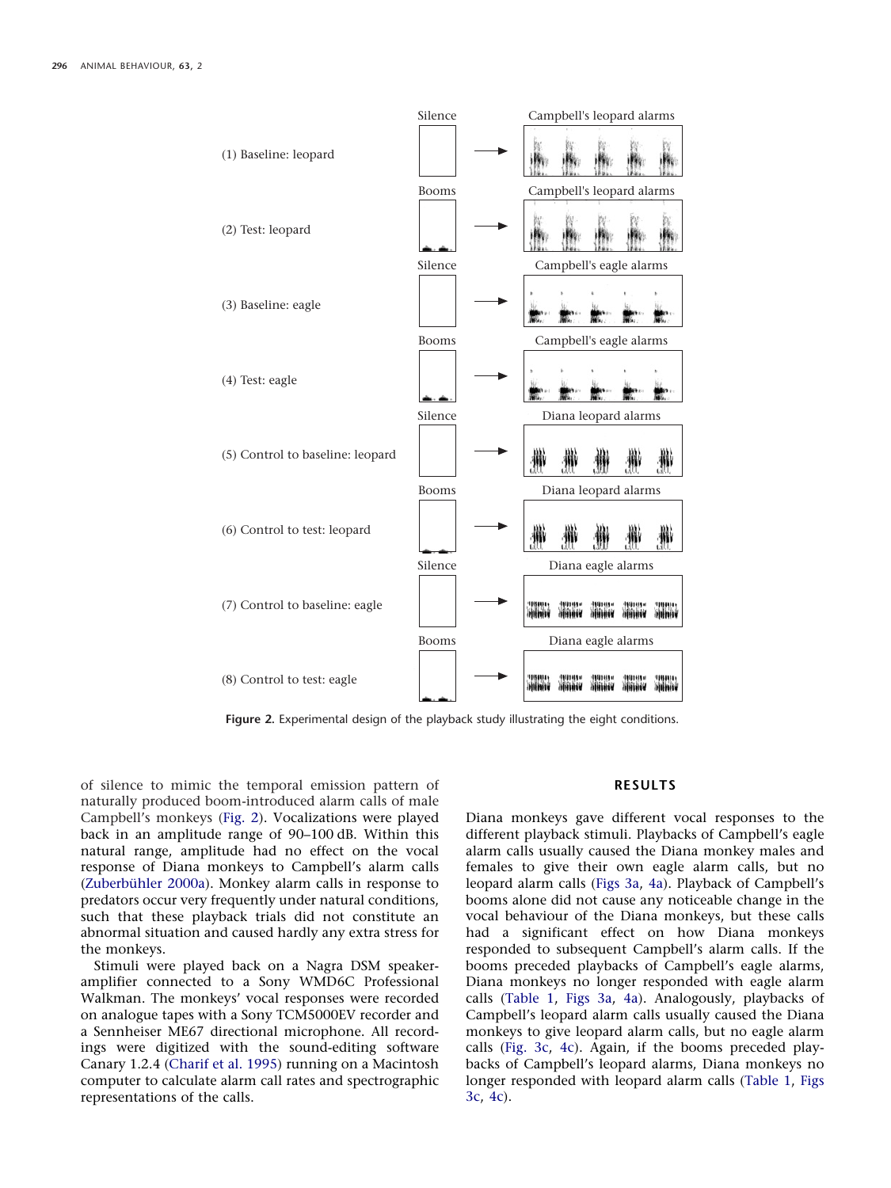| Condition | Prime | Stimulus |
|---|---|---|
| (1) Baseline: leopard | Silence | Campbell's leopard alarms |
| (2) Test: leopard | Booms | Campbell's leopard alarms |
| (3) Baseline: eagle | Silence | Campbell's eagle alarms |
| (4) Test: eagle | Booms | Campbell's eagle alarms |
| (5) Control to baseline: leopard | Silence | Diana leopard alarms |
| (6) Control to test: leopard | Booms | Diana leopard alarms |
| (7) Control to baseline: eagle | Silence | Diana eagle alarms |
| (8) Control to test: eagle | Booms | Diana eagle alarms |

**Figure 2.** Experimental design of the playback study illustrating the eight conditions.

of silence to mimic the temporal emission pattern of naturally produced boom-introduced alarm calls of male Campbell's monkeys (Fig. 2). Vocalizations were played back in an amplitude range of 90–100 dB. Within this natural range, amplitude had no effect on the vocal response of Diana monkeys to Campbell's alarm calls (Zuberbühler 2000a). Monkey alarm calls in response to predators occur very frequently under natural conditions, such that these playback trials did not constitute an abnormal situation and caused hardly any extra stress for the monkeys.

Stimuli were played back on a Nagra DSM speaker-amplifier connected to a Sony WMD6C Professional Walkman. The monkeys' vocal responses were recorded on analogue tapes with a Sony TCM5000EV recorder and a Sennheiser ME67 directional microphone. All recordings were digitized with the sound-editing software Canary 1.2.4 (Charif et al. 1995) running on a Macintosh computer to calculate alarm call rates and spectrographic representations of the calls.

## RESULTS

Diana monkeys gave different vocal responses to the different playback stimuli. Playbacks of Campbell's eagle alarm calls usually caused the Diana monkey males and females to give their own eagle alarm calls, but no leopard alarm calls (Figs 3a, 4a). Playback of Campbell's booms alone did not cause any noticeable change in the vocal behaviour of the Diana monkeys, but these calls had a significant effect on how Diana monkeys responded to subsequent Campbell's alarm calls. If the booms preceded playbacks of Campbell's eagle alarms, Diana monkeys no longer responded with eagle alarm calls (Table 1, Figs 3a, 4a). Analogously, playbacks of Campbell's leopard alarm calls usually caused the Diana monkeys to give leopard alarm calls, but no eagle alarm calls (Fig. 3c, 4c). Again, if the booms preceded playbacks of Campbell's leopard alarms, Diana monkeys no longer responded with leopard alarm calls (Table 1, Figs 3c, 4c).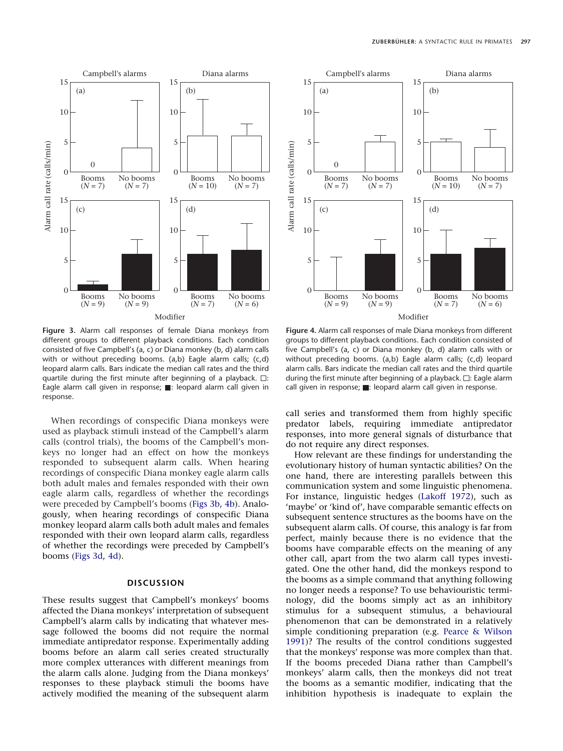Figure 3. Alarm call responses of female Diana monkeys from different groups to different playback conditions. Each condition consisted of five Campbell's (a, c) or Diana monkey (b, d) alarm calls with or without preceding booms. (a,b) Eagle alarm calls; (c,d) leopard alarm calls. Bars indicate the median call rates and the third quartile during the first minute after beginning of a playback. □: Eagle alarm call given in response; ■: leopard alarm call given in response.

Figure 4. Alarm call responses of male Diana monkeys from different groups to different playback conditions. Each condition consisted of five Campbell's (a, c) or Diana monkey (b, d) alarm calls with or without preceding booms. (a,b) Eagle alarm calls; (c,d) leopard alarm calls. Bars indicate the median call rates and the third quartile during the first minute after beginning of a playback. □: Eagle alarm call given in response; ■: leopard alarm call given in response.

When recordings of conspecific Diana monkeys were used as playback stimuli instead of the Campbell's alarm calls (control trials), the booms of the Campbell's monkeys no longer had an effect on how the monkeys responded to subsequent alarm calls. When hearing recordings of conspecific Diana monkey eagle alarm calls both adult males and females responded with their own eagle alarm calls, regardless of whether the recordings were preceded by Campbell's booms (Figs 3b, 4b). Analogously, when hearing recordings of conspecific Diana monkey leopard alarm calls both adult males and females responded with their own leopard alarm calls, regardless of whether the recordings were preceded by Campbell's booms (Figs 3d, 4d).

## DISCUSSION

These results suggest that Campbell's monkeys' booms affected the Diana monkeys' interpretation of subsequent Campbell's alarm calls by indicating that whatever message followed the booms did not require the normal immediate antipredator response. Experimentally adding booms before an alarm call series created structurally more complex utterances with different meanings from the alarm calls alone. Judging from the Diana monkeys' responses to these playback stimuli the booms have actively modified the meaning of the subsequent alarm call series and transformed them from highly specific predator labels, requiring immediate antipredator responses, into more general signals of disturbance that do not require any direct responses.

How relevant are these findings for understanding the evolutionary history of human syntactic abilities? On the one hand, there are interesting parallels between this communication system and some linguistic phenomena. For instance, linguistic hedges (Lakoff 1972), such as 'maybe' or 'kind of', have comparable semantic effects on subsequent sentence structures as the booms have on the subsequent alarm calls. Of course, this analogy is far from perfect, mainly because there is no evidence that the booms have comparable effects on the meaning of any other call, apart from the two alarm call types investigated. One the other hand, did the monkeys respond to the booms as a simple command that anything following no longer needs a response? To use behaviouristic terminology, did the booms simply act as an inhibitory stimulus for a subsequent stimulus, a behavioural phenomenon that can be demonstrated in a relatively simple conditioning preparation (e.g. Pearce & Wilson 1991)? The results of the control conditions suggested that the monkeys' response was more complex than that. If the booms preceded Diana rather than Campbell's monkeys' alarm calls, then the monkeys did not treat the booms as a semantic modifier, indicating that the inhibition hypothesis is inadequate to explain the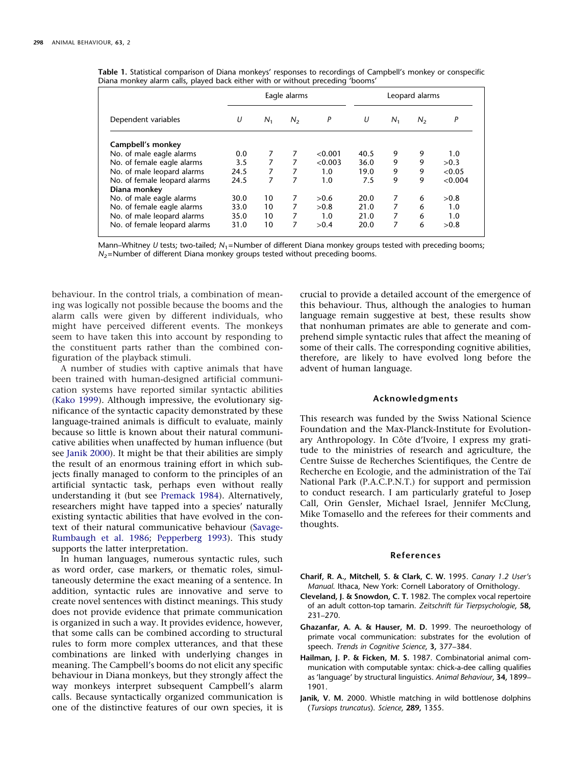**Table 1.** Statistical comparison of Diana monkeys' responses to recordings of Campbell's monkey or conspecific Diana monkey alarm calls, played back either with or without preceding 'booms'

| Dependent variables | Eagle alarms | | | | Leopard alarms | | | |
|---|---|---|---|---|---|---|---|---|
| | $U$ | $N_1$ | $N_2$ | $P$ | $U$ | $N_1$ | $N_2$ | $P$ |
| **Campbell's monkey** | | | | | | | | |
| No. of male eagle alarms | 0.0 | 7 | 7 | <0.001 | 40.5 | 9 | 9 | 1.0 |
| No. of female eagle alarms | 3.5 | 7 | 7 | <0.003 | 36.0 | 9 | 9 | >0.3 |
| No. of male leopard alarms | 24.5 | 7 | 7 | 1.0 | 19.0 | 9 | 9 | <0.05 |
| No. of female leopard alarms | 24.5 | 7 | 7 | 1.0 | 7.5 | 9 | 9 | <0.004 |
| **Diana monkey** | | | | | | | | |
| No. of male eagle alarms | 30.0 | 10 | 7 | >0.6 | 20.0 | 7 | 6 | >0.8 |
| No. of female eagle alarms | 33.0 | 10 | 7 | >0.8 | 21.0 | 7 | 6 | 1.0 |
| No. of male leopard alarms | 35.0 | 10 | 7 | 1.0 | 21.0 | 7 | 6 | 1.0 |
| No. of female leopard alarms | 31.0 | 10 | 7 | >0.4 | 20.0 | 7 | 6 | >0.8 |

Mann–Whitney $U$ tests; two-tailed; $N_1$=Number of different Diana monkey groups tested with preceding booms; $N_2$=Number of different Diana monkey groups tested without preceding booms.

behaviour. In the control trials, a combination of meaning was logically not possible because the booms and the alarm calls were given by different individuals, who might have perceived different events. The monkeys seem to have taken this into account by responding to the constituent parts rather than the combined configuration of the playback stimuli.

A number of studies with captive animals that have been trained with human-designed artificial communication systems have reported similar syntactic abilities (Kako 1999). Although impressive, the evolutionary significance of the syntactic capacity demonstrated by these language-trained animals is difficult to evaluate, mainly because so little is known about their natural communicative abilities when unaffected by human influence (but see Janik 2000). It might be that their abilities are simply the result of an enormous training effort in which subjects finally managed to conform to the principles of an artificial syntactic task, perhaps even without really understanding it (but see Premack 1984). Alternatively, researchers might have tapped into a species' naturally existing syntactic abilities that have evolved in the context of their natural communicative behaviour (Savage-Rumbaugh et al. 1986; Pepperberg 1993). This study supports the latter interpretation.

In human languages, numerous syntactic rules, such as word order, case markers, or thematic roles, simultaneously determine the exact meaning of a sentence. In addition, syntactic rules are innovative and serve to create novel sentences with distinct meanings. This study does not provide evidence that primate communication is organized in such a way. It provides evidence, however, that some calls can be combined according to structural rules to form more complex utterances, and that these combinations are linked with underlying changes in meaning. The Campbell's booms do not elicit any specific behaviour in Diana monkeys, but they strongly affect the way monkeys interpret subsequent Campbell's alarm calls. Because syntactically organized communication is one of the distinctive features of our own species, it is crucial to provide a detailed account of the emergence of this behaviour. Thus, although the analogies to human language remain suggestive at best, these results show that nonhuman primates are able to generate and comprehend simple syntactic rules that affect the meaning of some of their calls. The corresponding cognitive abilities, therefore, are likely to have evolved long before the advent of human language.

## Acknowledgments

This research was funded by the Swiss National Science Foundation and the Max-Planck-Institute for Evolutionary Anthropology. In Côte d'Ivoire, I express my gratitude to the ministries of research and agriculture, the Centre Suisse de Recherches Scientifiques, the Centre de Recherche en Ecologie, and the administration of the Taï National Park (P.A.C.P.N.T.) for support and permission to conduct research. I am particularly grateful to Josep Call, Orin Gensler, Michael Israel, Jennifer McClung, Mike Tomasello and the referees for their comments and thoughts.

## References

**Charif, R. A., Mitchell, S. & Clark, C. W.** 1995. *Canary 1.2 User's Manual.* Ithaca, New York: Cornell Laboratory of Ornithology.

**Cleveland, J. & Snowdon, C. T.** 1982. The complex vocal repertoire of an adult cotton-top tamarin. *Zeitschrift für Tierpsychologie*, **58,** 231–270.

**Ghazanfar, A. A. & Hauser, M. D.** 1999. The neuroethology of primate vocal communication: substrates for the evolution of speech. *Trends in Cognitive Science*, **3,** 377–384.

**Hailman, J. P. & Ficken, M. S.** 1987. Combinatorial animal communication with computable syntax: chick-a-dee calling qualifies as 'language' by structural linguistics. *Animal Behaviour*, **34,** 1899–1901.

**Janik, V. M.** 2000. Whistle matching in wild bottlenose dolphins (*Tursiops truncatus*). *Science*, **289,** 1355.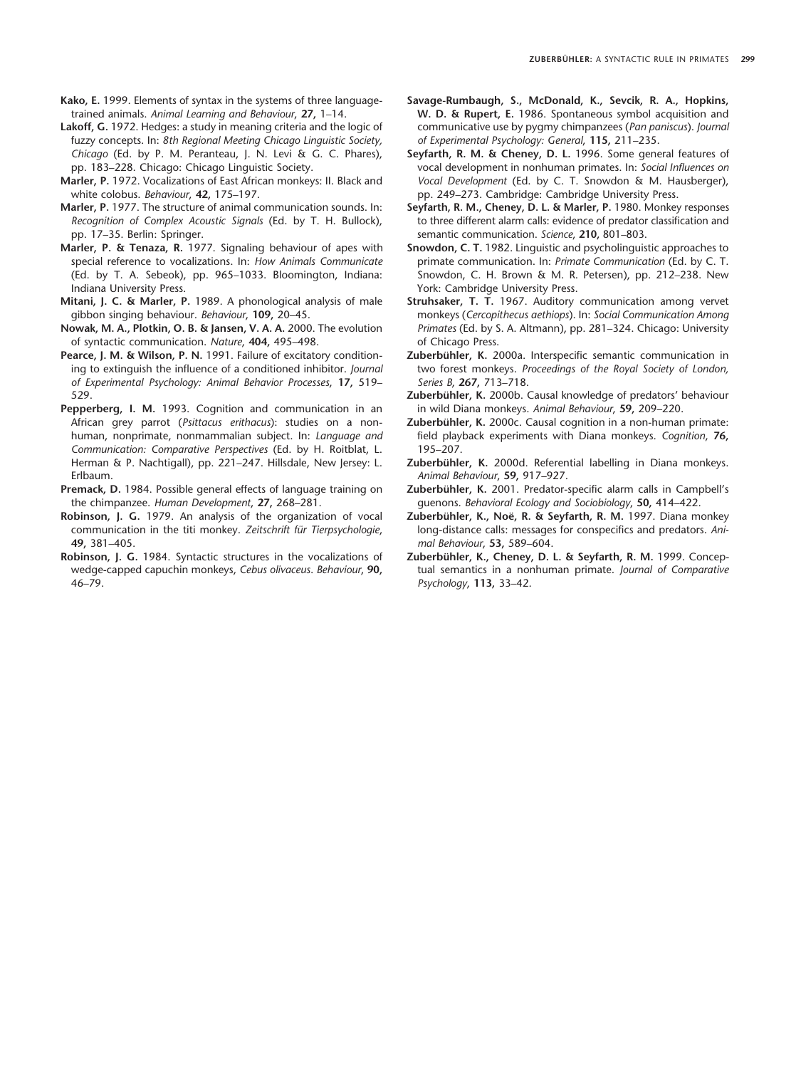**Kako, E.** 1999. Elements of syntax in the systems of three language-trained animals. *Animal Learning and Behaviour*, **27,** 1–14.

**Lakoff, G.** 1972. Hedges: a study in meaning criteria and the logic of fuzzy concepts. In: *8th Regional Meeting Chicago Linguistic Society, Chicago* (Ed. by P. M. Peranteau, J. N. Levi & G. C. Phares), pp. 183–228. Chicago: Chicago Linguistic Society.

**Marler, P.** 1972. Vocalizations of East African monkeys: II. Black and white colobus. *Behaviour*, **42,** 175–197.

**Marler, P.** 1977. The structure of animal communication sounds. In: *Recognition of Complex Acoustic Signals* (Ed. by T. H. Bullock), pp. 17–35. Berlin: Springer.

**Marler, P. & Tenaza, R.** 1977. Signaling behaviour of apes with special reference to vocalizations. In: *How Animals Communicate* (Ed. by T. A. Sebeok), pp. 965–1033. Bloomington, Indiana: Indiana University Press.

**Mitani, J. C. & Marler, P.** 1989. A phonological analysis of male gibbon singing behaviour. *Behaviour*, **109,** 20–45.

**Nowak, M. A., Plotkin, O. B. & Jansen, V. A. A.** 2000. The evolution of syntactic communication. *Nature*, **404,** 495–498.

**Pearce, J. M. & Wilson, P. N.** 1991. Failure of excitatory conditioning to extinguish the influence of a conditioned inhibitor. *Journal of Experimental Psychology: Animal Behavior Processes*, **17,** 519–529.

**Pepperberg, I. M.** 1993. Cognition and communication in an African grey parrot (*Psittacus erithacus*): studies on a nonhuman, nonprimate, nonmammalian subject. In: *Language and Communication: Comparative Perspectives* (Ed. by H. Roitblat, L. Herman & P. Nachtigall), pp. 221–247. Hillsdale, New Jersey: L. Erlbaum.

**Premack, D.** 1984. Possible general effects of language training on the chimpanzee. *Human Development*, **27,** 268–281.

**Robinson, J. G.** 1979. An analysis of the organization of vocal communication in the titi monkey. *Zeitschrift für Tierpsychologie*, **49,** 381–405.

**Robinson, J. G.** 1984. Syntactic structures in the vocalizations of wedge-capped capuchin monkeys, *Cebus olivaceus*. *Behaviour*, **90,** 46–79.

**Savage-Rumbaugh, S., McDonald, K., Sevcik, R. A., Hopkins, W. D. & Rupert, E.** 1986. Spontaneous symbol acquisition and communicative use by pygmy chimpanzees (*Pan paniscus*). *Journal of Experimental Psychology: General*, **115,** 211–235.

**Seyfarth, R. M. & Cheney, D. L.** 1996. Some general features of vocal development in nonhuman primates. In: *Social Influences on Vocal Development* (Ed. by C. T. Snowdon & M. Hausberger), pp. 249–273. Cambridge: Cambridge University Press.

**Seyfarth, R. M., Cheney, D. L. & Marler, P.** 1980. Monkey responses to three different alarm calls: evidence of predator classification and semantic communication. *Science*, **210,** 801–803.

**Snowdon, C. T.** 1982. Linguistic and psycholinguistic approaches to primate communication. In: *Primate Communication* (Ed. by C. T. Snowdon, C. H. Brown & M. R. Petersen), pp. 212–238. New York: Cambridge University Press.

**Struhsaker, T. T.** 1967. Auditory communication among vervet monkeys (*Cercopithecus aethiops*). In: *Social Communication Among Primates* (Ed. by S. A. Altmann), pp. 281–324. Chicago: University of Chicago Press.

**Zuberbühler, K.** 2000a. Interspecific semantic communication in two forest monkeys. *Proceedings of the Royal Society of London, Series B*, **267,** 713–718.

**Zuberbühler, K.** 2000b. Causal knowledge of predators' behaviour in wild Diana monkeys. *Animal Behaviour*, **59,** 209–220.

**Zuberbühler, K.** 2000c. Causal cognition in a non-human primate: field playback experiments with Diana monkeys. *Cognition*, **76,** 195–207.

**Zuberbühler, K.** 2000d. Referential labelling in Diana monkeys. *Animal Behaviour*, **59,** 917–927.

**Zuberbühler, K.** 2001. Predator-specific alarm calls in Campbell's guenons. *Behavioral Ecology and Sociobiology*, **50,** 414–422.

**Zuberbühler, K., Noë, R. & Seyfarth, R. M.** 1997. Diana monkey long-distance calls: messages for conspecifics and predators. *Animal Behaviour*, **53,** 589–604.

**Zuberbühler, K., Cheney, D. L. & Seyfarth, R. M.** 1999. Conceptual semantics in a nonhuman primate. *Journal of Comparative Psychology*, **113,** 33–42.